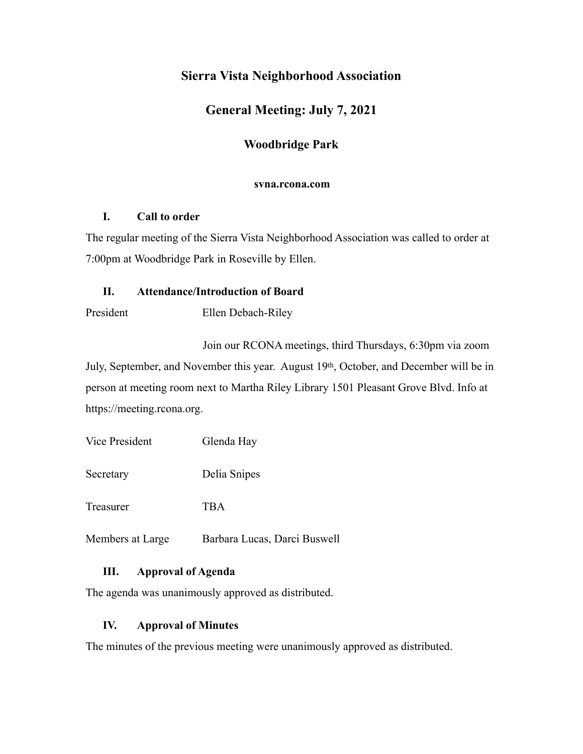# Sierra Vista Neighborhood Association

## General Meeting: July 7, 2021

### Woodbridge Park

**svna.rcona.com**

## I. Call to order

The regular meeting of the Sierra Vista Neighborhood Association was called to order at 7:00pm at Woodbridge Park in Roseville by Ellen.

## II. Attendance/Introduction of Board

President Ellen Debach-Riley

Join our RCONA meetings, third Thursdays, 6:30pm via zoom July, September, and November this year. August 19th, October, and December will be in person at meeting room next to Martha Riley Library 1501 Pleasant Grove Blvd. Info at https://meeting.rcona.org.

Vice President Glenda Hay

Secretary Delia Snipes

Treasurer TBA

Members at Large Barbara Lucas, Darci Buswell

## III. Approval of Agenda

The agenda was unanimously approved as distributed.

## IV. Approval of Minutes

The minutes of the previous meeting were unanimously approved as distributed.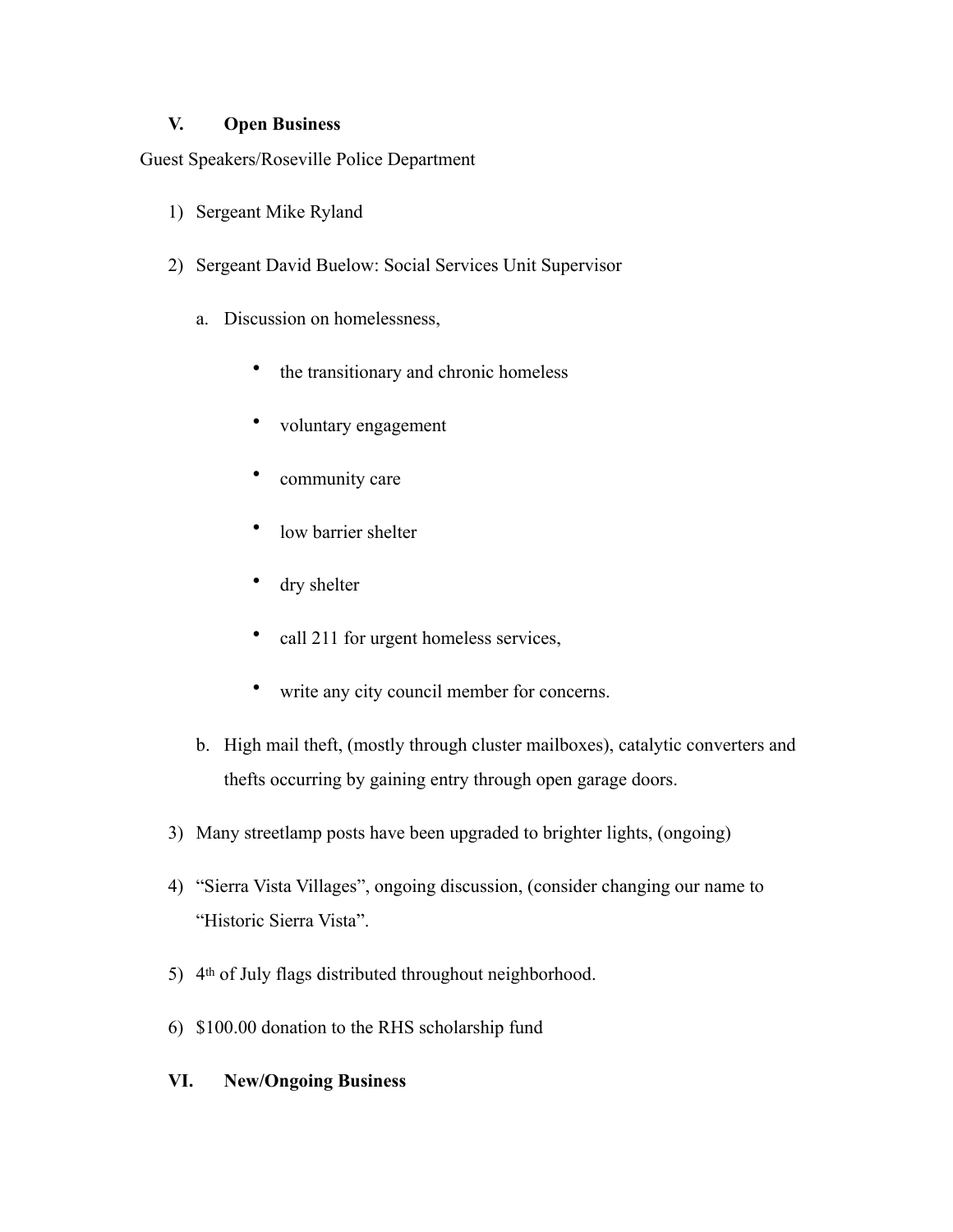## V. Open Business

Guest Speakers/Roseville Police Department

1) Sergeant Mike Ryland
2) Sergeant David Buelow: Social Services Unit Supervisor
    a. Discussion on homelessness,
        - the transitional and chronic homeless
        - voluntary engagement
        - community care
        - low barrier shelter
        - dry shelter
        - call 211 for urgent homeless services,
        - write any city council member for concerns.
    b. High mail theft, (mostly through cluster mailboxes), catalytic converters and thefts occurring by gaining entry through open garage doors.
3) Many streetlamp posts have been upgraded to brighter lights, (ongoing)
4) "Sierra Vista Villages", ongoing discussion, (consider changing our name to "Historic Sierra Vista".
5) 4th of July flags distributed throughout neighborhood.
6) $100.00 donation to the RHS scholarship fund

## VI. New/Ongoing Business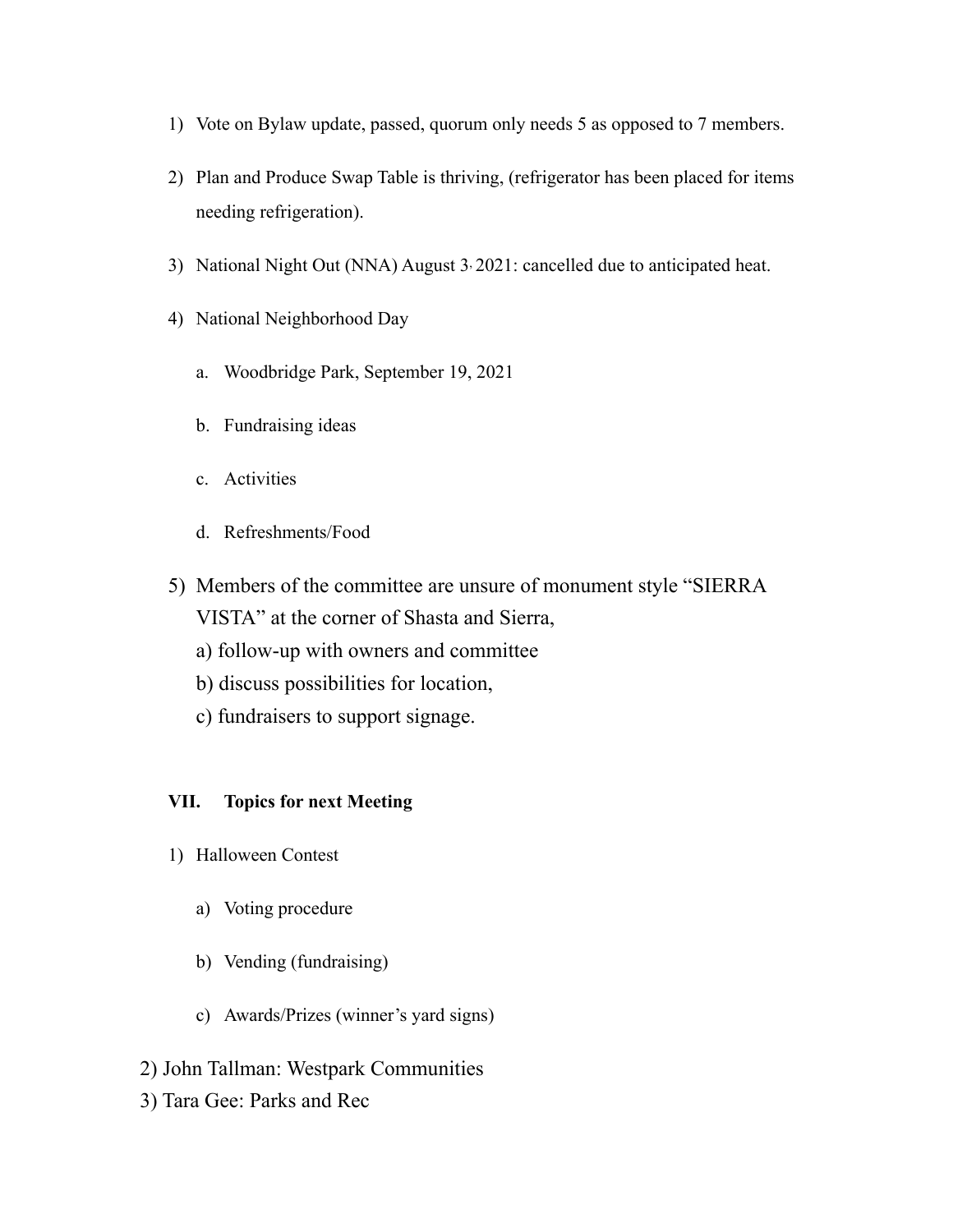1) Vote on Bylaw update, passed, quorum only needs 5 as opposed to 7 members.

2) Plan and Produce Swap Table is thriving, (refrigerator has been placed for items needing refrigeration).

3) National Night Out (NNA) August 3, 2021: cancelled due to anticipated heat.

4) National Neighborhood Day

   a. Woodbridge Park, September 19, 2021

   b. Fundraising ideas

   c. Activities

   d. Refreshments/Food

5) Members of the committee are unsure of monument style "SIERRA VISTA" at the corner of Shasta and Sierra,
   a) follow-up with owners and committee
   b) discuss possibilities for location,
   c) fundraisers to support signage.

### VII. Topics for next Meeting

1) Halloween Contest

   a) Voting procedure

   b) Vending (fundraising)

   c) Awards/Prizes (winner's yard signs)

2) John Tallman: Westpark Communities
3) Tara Gee: Parks and Rec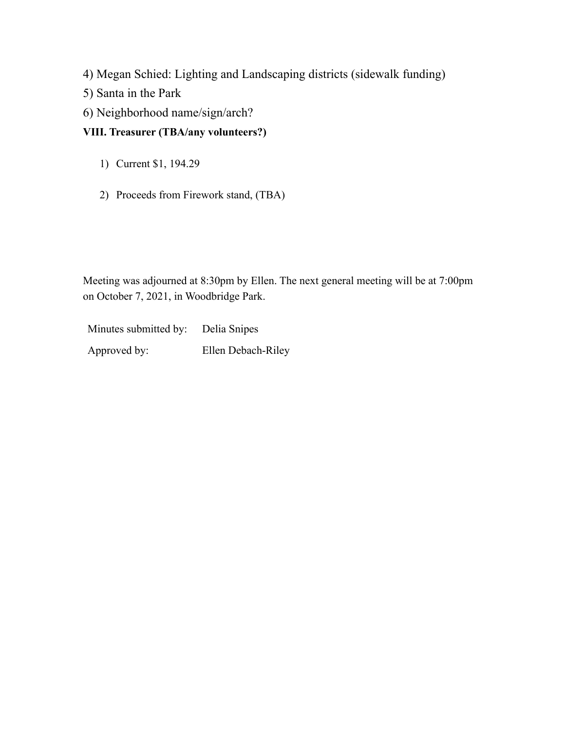4) Megan Schied: Lighting and Landscaping districts (sidewalk funding)

5) Santa in the Park

6) Neighborhood name/sign/arch?

**VIII. Treasurer (TBA/any volunteers?)**

1) Current $1, 194.29

2) Proceeds from Firework stand, (TBA)

Meeting was adjourned at 8:30pm by Ellen. The next general meeting will be at 7:00pm on October 7, 2021, in Woodbridge Park.

| | |
|---|---|
| Minutes submitted by: | Delia Snipes |
| Approved by: | Ellen Debach-Riley |